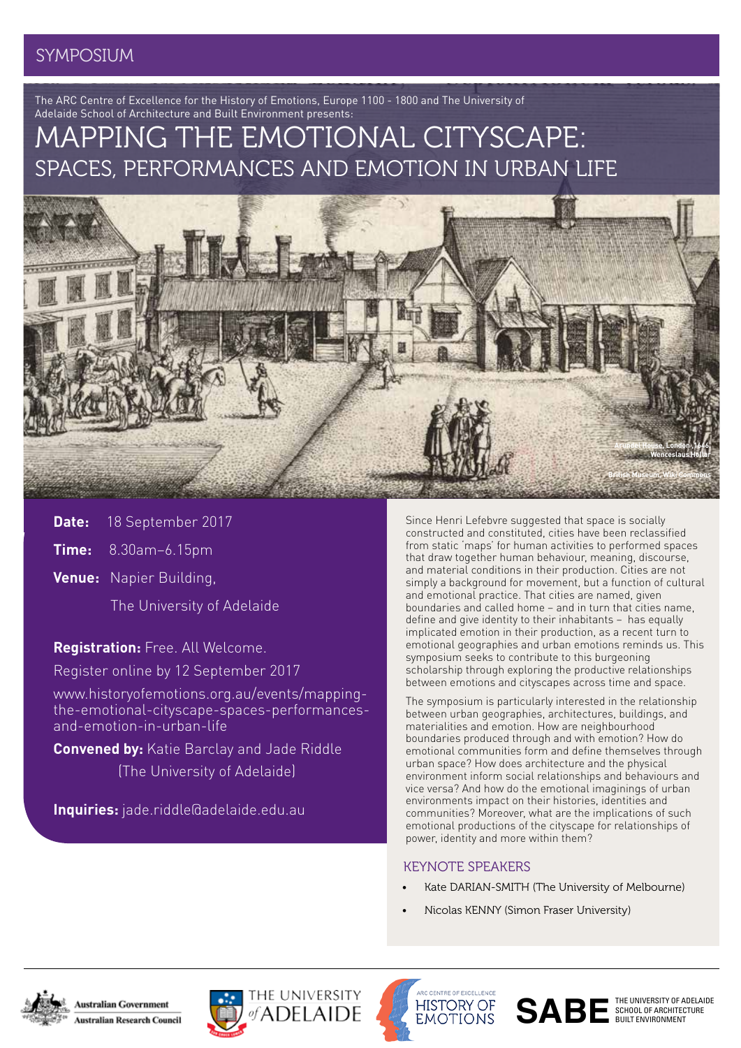SYMPOSIUM

The ARC Centre of Excellence for the History of Emotions, Europe 1100 - 1800 and The University of Adelaide School of Architecture and Built Environment presents:

# MAPPING THE EMOTIONAL CITYSCAPE:
## SPACES, PERFORMANCES AND EMOTION IN URBAN LIFE

Arundel House, London, 1646
Wenceslaus Hollar
British Museum, Wiki Commons

**Date:** 18 September 2017

**Time:** 8.30am–6.15pm

**Venue:** Napier Building, The University of Adelaide

**Registration:** Free. All Welcome.

Register online by 12 September 2017

www.historyofemotions.org.au/events/mapping-the-emotional-cityscape-spaces-performances-and-emotion-in-urban-life

**Convened by:** Katie Barclay and Jade Riddle (The University of Adelaide)

**Inquiries:** jade.riddle@adelaide.edu.au

Since Henri Lefebvre suggested that space is socially constructed and constituted, cities have been reclassified from static 'maps' for human activities to performed spaces that draw together human behaviour, meaning, discourse, and material conditions in their production. Cities are not simply a background for movement, but a function of cultural and emotional practice. That cities are named, given boundaries and called home – and in turn that cities name, define and give identity to their inhabitants – has equally implicated emotion in their production, as a recent turn to emotional geographies and urban emotions reminds us. This symposium seeks to contribute to this burgeoning scholarship through exploring the productive relationships between emotions and cityscapes across time and space.

The symposium is particularly interested in the relationship between urban geographies, architectures, buildings, and materialities and emotion. How are neighbourhood boundaries produced through and with emotion? How do emotional communities form and define themselves through urban space? How does architecture and the physical environment inform social relationships and behaviours and vice versa? And how do the emotional imaginings of urban environments impact on their histories, identities and communities? Moreover, what are the implications of such emotional productions of the cityscape for relationships of power, identity and more within them?

### KEYNOTE SPEAKERS

- Kate DARIAN-SMITH (The University of Melbourne)
- Nicolas KENNY (Simon Fraser University)

Australian Government – Australian Research Council | The University of Adelaide | ARC Centre of Excellence History of Emotions | SABE The University of Adelaide School of Architecture Built Environment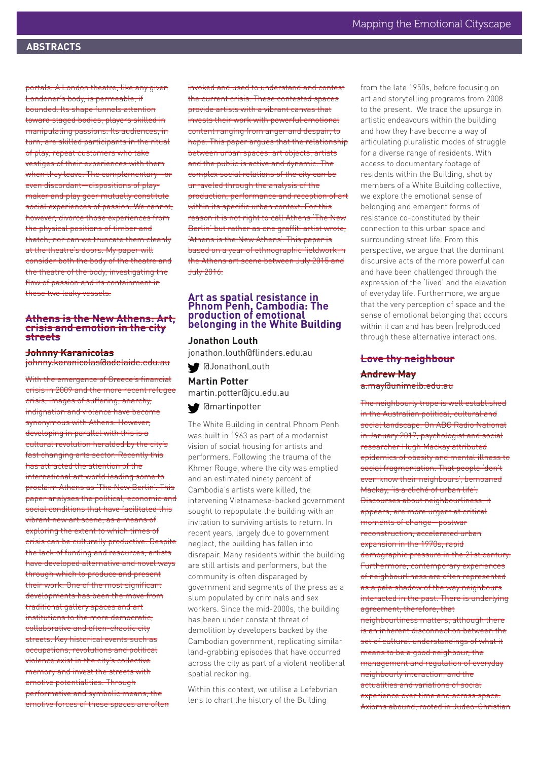~~portals. A London theatre, like any given Londoner's body, is permeable, if bounded. Its shape funnels attention toward staged bodies, players skilled in manipulating passions. Its audiences, in turn, are skilled participants in the ritual of play, repeat customers who take vestiges of their experiences with them when they leave. The complementary—or even discordant—dispositions of play-maker and play goer mutually constitute social experiences of passion. We cannot, however, divorce those experiences from the physical positions of timber and thatch, nor can we truncate them cleanly at the theatre's doors. My paper will consider both the body of the theatre and the theatre of the body, investigating the flow of passion and its containment in these two leaky vessels.~~

## ~~Athens is the New Athens: Art, crisis and emotion in the city streets~~

**~~Johnny Karanicolas~~**
~~johnny.karanicolas@adelaide.edu.au~~

~~With the emergence of Greece's financial crisis in 2009 and the more recent refugee crisis, images of suffering, anarchy, indignation and violence have become synonymous with Athens. However, developing in parallel with this is a cultural revolution heralded by the city's fast-changing arts sector. Recently this has attracted the attention of the international art world leading some to proclaim Athens as 'The New Berlin'. This paper analyses the political, economic and social conditions that have facilitated this vibrant new art scene, as a means of exploring the extent to which times of crisis can be culturally productive. Despite the lack of funding and resources, artists have developed alternative and novel ways through which to produce and present their work. One of the most significant developments has been the move from traditional gallery spaces and art institutions to the more democratic, collaborative and often-chaotic city streets. Key historical events such as occupations, revolutions and political violence exist in the city's collective memory and invest the streets with emotive potentialities. Through performative and symbolic means, the emotive forces of these spaces are often invoked and used to understand and contest the current crisis. These contested spaces provide artists with a vibrant canvas that invests their work with powerful emotional content ranging from anger and despair, to hope. This paper argues that the relationship between urban spaces, art objects, artists and the public is active and dynamic. The complex social relations of the city can be unraveled through the analysis of the production, performance and reception of art within its specific urban context. For this reason it is not right to call Athens 'The New Berlin' but rather as one graffiti artist wrote, 'Athens is the New Athens'. This paper is based on a year of ethnographic fieldwork in the Athens art scene between July 2015 and July 2016.~~

## Art as spatial resistance in Phnom Penh, Cambodia: The production of emotional belonging in the White Building

**Jonathon Louth**
jonathon.louth@flinders.edu.au
@JonathonLouth

**Martin Potter**
martin.potter@jcu.edu.au
@martinpotter

The White Building in central Phnom Penh was built in 1963 as part of a modernist vision of social housing for artists and performers. Following the trauma of the Khmer Rouge, where the city was emptied and an estimated ninety percent of Cambodia's artists were killed, the intervening Vietnamese-backed government sought to repopulate the building with an invitation to surviving artists to return. In recent years, largely due to government neglect, the building has fallen into disrepair. Many residents within the building are still artists and performers, but the community is often disparaged by government and segments of the press as a slum populated by criminals and sex workers. Since the mid-2000s, the building has been under constant threat of demolition by developers backed by the Cambodian government, replicating similar land-grabbing episodes that have occurred across the city as part of a violent neoliberal spatial reckoning.

Within this context, we utilise a Lefebvrian lens to chart the history of the Building from the late 1950s, before focusing on art and storytelling programs from 2008 to the present. We trace the upsurge in artistic endeavours within the building and how they have become a way of articulating pluralistic modes of struggle for a diverse range of residents. With access to documentary footage of residents within the Building, shot by members of a White Building collective, we explore the emotional sense of belonging and emergent forms of resistance co-constituted by their connection to this urban space and surrounding street life. From this perspective, we argue that the dominant discursive acts of the more powerful can and have been challenged through the expression of the 'lived' and the elevation of everyday life. Furthermore, we argue that the very perception of space and the sense of emotional belonging that occurs within it can and has been (re)produced through these alternative interactions.

## ~~Love thy neighbour~~

**~~Andrew May~~**
~~a.may@unimelb.edu.au~~

~~The neighbourly trope is well established in the Australian political, cultural and social landscape. On ABC Radio National in January 2017, psychologist and social researcher Hugh Mackay attributed epidemics of obesity and mental illness to social fragmentation. That people 'don't even know their neighbours', bemoaned Mackay, 'is a cliché of urban life'. Discourses about neighbourliness, it appears, are more urgent at critical moments of change—postwar reconstruction, accelerated urban expansion in the 1970s, rapid demographic pressure in the 21st century. Furthermore, contemporary experiences of neighbourliness are often represented as a pale shadow of the way neighbours interacted in the past. There is underlying agreement, therefore, that neighbourliness matters, although there is an inherent disconnection between the set of cultural understandings of what it means to be a good neighbour, the management and regulation of everyday neighbourly interaction, and the actualities and variations of social experience over time and across space. Axioms abound, rooted in Judeo-Christian~~